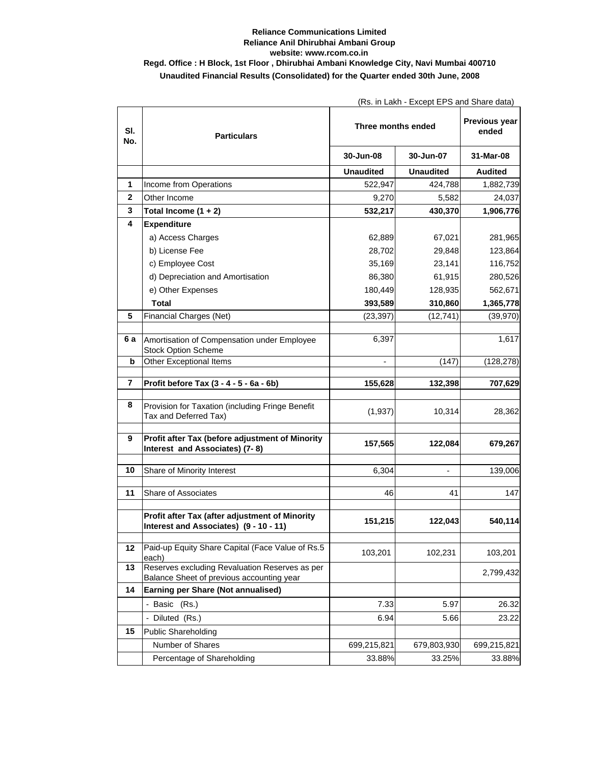**Reliance Communications Limited**

**Reliance Anil Dhirubhai Ambani Group**

**website: www.rcom.co.in**

**Regd. Office : H Block, 1st Floor , Dhirubhai Ambani Knowledge City, Navi Mumbai 400710**

**Unaudited Financial Results (Consolidated) for the Quarter ended 30th June, 2008**

(Rs. in Lakh - Except EPS and Share data)

| Sl. No. | Particulars | Three months ended | | Previous year ended |
|---|---|---|---|---|
| | | 30-Jun-08 | 30-Jun-07 | 31-Mar-08 |
| | | **Unaudited** | **Unaudited** | **Audited** |
| 1 | Income from Operations | 522,947 | 424,788 | 1,882,739 |
| 2 | Other Income | 9,270 | 5,582 | 24,037 |
| 3 | **Total Income (1 + 2)** | **532,217** | **430,370** | **1,906,776** |
| 4 | **Expenditure** | | | |
| | a) Access Charges | 62,889 | 67,021 | 281,965 |
| | b) License Fee | 28,702 | 29,848 | 123,864 |
| | c) Employee Cost | 35,169 | 23,141 | 116,752 |
| | d) Depreciation and Amortisation | 86,380 | 61,915 | 280,526 |
| | e) Other Expenses | 180,449 | 128,935 | 562,671 |
| | **Total** | **393,589** | **310,860** | **1,365,778** |
| 5 | Financial Charges (Net) | (23,397) | (12,741) | (39,970) |
| 6 a | Amortisation of Compensation under Employee Stock Option Scheme | 6,397 | | 1,617 |
| b | Other Exceptional Items | - | (147) | (128,278) |
| 7 | **Profit before Tax (3 - 4 - 5 - 6a - 6b)** | **155,628** | **132,398** | **707,629** |
| 8 | Provision for Taxation (including Fringe Benefit Tax and Deferred Tax) | (1,937) | 10,314 | 28,362 |
| 9 | **Profit after Tax (before adjustment of Minority Interest and Associates) (7- 8)** | **157,565** | **122,084** | **679,267** |
| 10 | Share of Minority Interest | 6,304 | - | 139,006 |
| 11 | Share of Associates | 46 | 41 | 147 |
| | **Profit after Tax (after adjustment of Minority Interest and Associates) (9 - 10 - 11)** | **151,215** | **122,043** | **540,114** |
| 12 | Paid-up Equity Share Capital (Face Value of Rs.5 each) | 103,201 | 102,231 | 103,201 |
| 13 | Reserves excluding Revaluation Reserves as per Balance Sheet of previous accounting year | | | 2,799,432 |
| 14 | **Earning per Share (Not annualised)** | | | |
| | - Basic (Rs.) | 7.33 | 5.97 | 26.32 |
| | - Diluted (Rs.) | 6.94 | 5.66 | 23.22 |
| 15 | Public Shareholding | | | |
| | Number of Shares | 699,215,821 | 679,803,930 | 699,215,821 |
| | Percentage of Shareholding | 33.88% | 33.25% | 33.88% |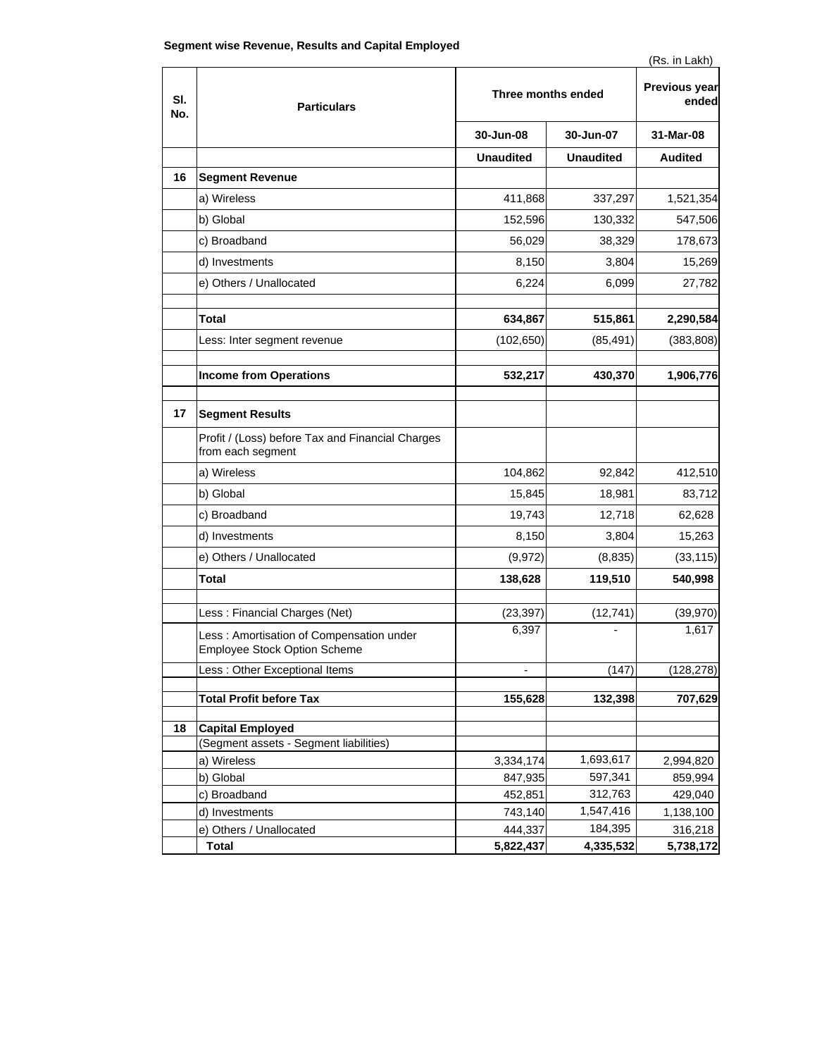**Segment wise Revenue, Results and Capital Employed**

(Rs. in Lakh)

| Sl. No. | Particulars | Three months ended | | Previous year ended |
|---|---|---|---|---|
| | | 30-Jun-08 | 30-Jun-07 | 31-Mar-08 |
| | | Unaudited | Unaudited | Audited |
| 16 | **Segment Revenue** | | | |
| | a) Wireless | 411,868 | 337,297 | 1,521,354 |
| | b) Global | 152,596 | 130,332 | 547,506 |
| | c) Broadband | 56,029 | 38,329 | 178,673 |
| | d) Investments | 8,150 | 3,804 | 15,269 |
| | e) Others / Unallocated | 6,224 | 6,099 | 27,782 |
| | **Total** | **634,867** | **515,861** | **2,290,584** |
| | Less: Inter segment revenue | (102,650) | (85,491) | (383,808) |
| | **Income from Operations** | **532,217** | **430,370** | **1,906,776** |
| 17 | **Segment Results** | | | |
| | Profit / (Loss) before Tax and Financial Charges from each segment | | | |
| | a) Wireless | 104,862 | 92,842 | 412,510 |
| | b) Global | 15,845 | 18,981 | 83,712 |
| | c) Broadband | 19,743 | 12,718 | 62,628 |
| | d) Investments | 8,150 | 3,804 | 15,263 |
| | e) Others / Unallocated | (9,972) | (8,835) | (33,115) |
| | **Total** | **138,628** | **119,510** | **540,998** |
| | Less : Financial Charges (Net) | (23,397) | (12,741) | (39,970) |
| | Less : Amortisation of Compensation under Employee Stock Option Scheme | 6,397 | - | 1,617 |
| | Less : Other Exceptional Items | - | (147) | (128,278) |
| | **Total Profit before Tax** | **155,628** | **132,398** | **707,629** |
| 18 | **Capital Employed** | | | |
| | (Segment assets - Segment liabilities) | | | |
| | a) Wireless | 3,334,174 | 1,693,617 | 2,994,820 |
| | b) Global | 847,935 | 597,341 | 859,994 |
| | c) Broadband | 452,851 | 312,763 | 429,040 |
| | d) Investments | 743,140 | 1,547,416 | 1,138,100 |
| | e) Others / Unallocated | 444,337 | 184,395 | 316,218 |
| | **Total** | **5,822,437** | **4,335,532** | **5,738,172** |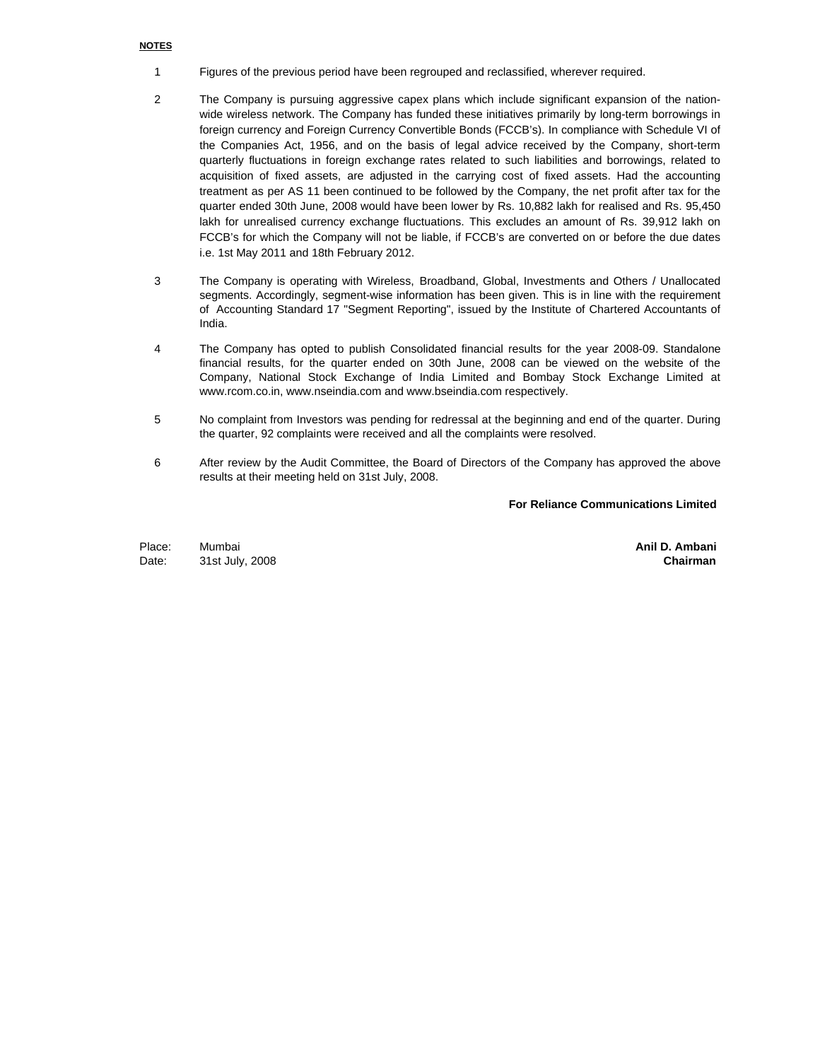**NOTES**

1. Figures of the previous period have been regrouped and reclassified, wherever required.

2. The Company is pursuing aggressive capex plans which include significant expansion of the nation-wide wireless network. The Company has funded these initiatives primarily by long-term borrowings in foreign currency and Foreign Currency Convertible Bonds (FCCB's). In compliance with Schedule VI of the Companies Act, 1956, and on the basis of legal advice received by the Company, short-term quarterly fluctuations in foreign exchange rates related to such liabilities and borrowings, related to acquisition of fixed assets, are adjusted in the carrying cost of fixed assets. Had the accounting treatment as per AS 11 been continued to be followed by the Company, the net profit after tax for the quarter ended 30th June, 2008 would have been lower by Rs. 10,882 lakh for realised and Rs. 95,450 lakh for unrealised currency exchange fluctuations. This excludes an amount of Rs. 39,912 lakh on FCCB's for which the Company will not be liable, if FCCB's are converted on or before the due dates i.e. 1st May 2011 and 18th February 2012.

3. The Company is operating with Wireless, Broadband, Global, Investments and Others / Unallocated segments. Accordingly, segment-wise information has been given. This is in line with the requirement of Accounting Standard 17 "Segment Reporting", issued by the Institute of Chartered Accountants of India.

4. The Company has opted to publish Consolidated financial results for the year 2008-09. Standalone financial results, for the quarter ended on 30th June, 2008 can be viewed on the website of the Company, National Stock Exchange of India Limited and Bombay Stock Exchange Limited at www.rcom.co.in, www.nseindia.com and www.bseindia.com respectively.

5. No complaint from Investors was pending for redressal at the beginning and end of the quarter. During the quarter, 92 complaints were received and all the complaints were resolved.

6. After review by the Audit Committee, the Board of Directors of the Company has approved the above results at their meeting held on 31st July, 2008.

**For Reliance Communications Limited**

Place: Mumbai
Date: 31st July, 2008

**Anil D. Ambani**
**Chairman**